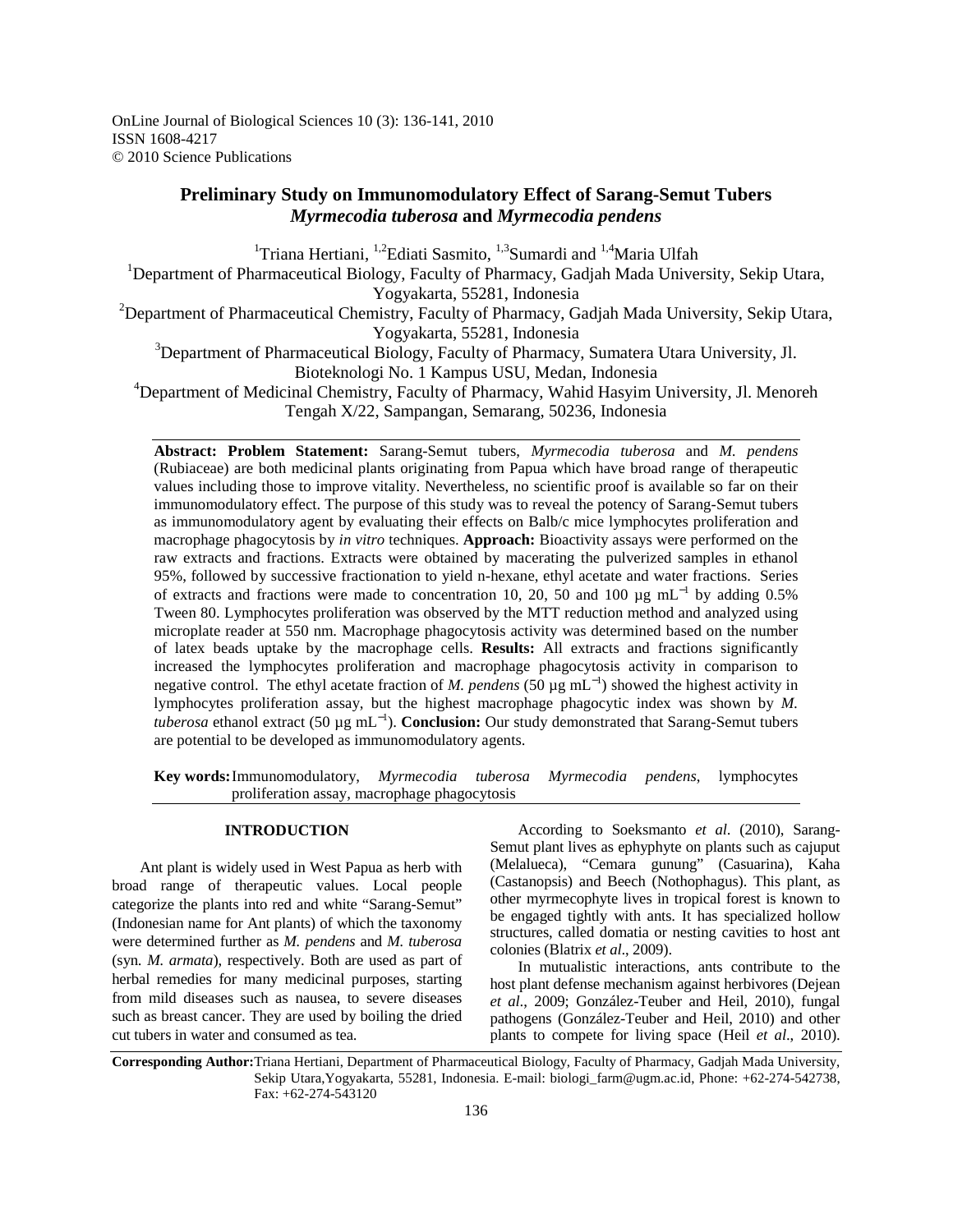# Preliminary Study on Immunomodulatory Effect of Sarang-Semut Tubers *Myrmecodia tuberosa* and *Myrmecodia pendens*

[1]Triana Hertiani, [1,2]Ediati Sasmito, [1,3]Sumardi and [1,4]Maria Ulfah

[1]Department of Pharmaceutical Biology, Faculty of Pharmacy, Gadjah Mada University, Sekip Utara, Yogyakarta, 55281, Indonesia

[2]Department of Pharmaceutical Chemistry, Faculty of Pharmacy, Gadjah Mada University, Sekip Utara, Yogyakarta, 55281, Indonesia

[3]Department of Pharmaceutical Biology, Faculty of Pharmacy, Sumatera Utara University, Jl. Bioteknologi No. 1 Kampus USU, Medan, Indonesia

[4]Department of Medicinal Chemistry, Faculty of Pharmacy, Wahid Hasyim University, Jl. Menoreh Tengah X/22, Sampangan, Semarang, 50236, Indonesia

---

**Abstract: Problem Statement:** Sarang-Semut tubers, *Myrmecodia tuberosa* and *M. pendens* (Rubiaceae) are both medicinal plants originating from Papua which have broad range of therapeutic values including those to improve vitality. Nevertheless, no scientific proof is available so far on their immunomodulatory effect. The purpose of this study was to reveal the potency of Sarang-Semut tubers as immunomodulatory agent by evaluating their effects on Balb/c mice lymphocytes proliferation and macrophage phagocytosis by *in vitro* techniques. **Approach:** Bioactivity assays were performed on the raw extracts and fractions. Extracts were obtained by macerating the pulverized samples in ethanol 95%, followed by successive fractionation to yield n-hexane, ethyl acetate and water fractions. Series of extracts and fractions were made to concentration 10, 20, 50 and 100 µg $mL^{-1}$ by adding 0.5% Tween 80. Lymphocytes proliferation was observed by the MTT reduction method and analyzed using microplate reader at 550 nm. Macrophage phagocytosis activity was determined based on the number of latex beads uptake by the macrophage cells. **Results:** All extracts and fractions significantly increased the lymphocytes proliferation and macrophage phagocytosis activity in comparison to negative control. The ethyl acetate fraction of *M. pendens* (50 µg $mL^{-1}$) showed the highest activity in lymphocytes proliferation assay, but the highest macrophage phagocytic index was shown by *M. tuberosa* ethanol extract (50 µg $mL^{-1}$). **Conclusion:** Our study demonstrated that Sarang-Semut tubers are potential to be developed as immunomodulatory agents.

**Key words:** Immunomodulatory, *Myrmecodia tuberosa Myrmecodia pendens*, lymphocytes proliferation assay, macrophage phagocytosis

---

## INTRODUCTION

Ant plant is widely used in West Papua as herb with broad range of therapeutic values. Local people categorize the plants into red and white "Sarang-Semut" (Indonesian name for Ant plants) of which the taxonomy were determined further as *M. pendens* and *M. tuberosa* (syn. *M. armata*), respectively. Both are used as part of herbal remedies for many medicinal purposes, starting from mild diseases such as nausea, to severe diseases such as breast cancer. They are used by boiling the dried cut tubers in water and consumed as tea.

According to Soeksmanto *et al*. (2010), Sarang-Semut plant lives as ephyphyte on plants such as cajuput (Melalueca), "Cemara gunung" (Casuarina), Kaha (Castanopsis) and Beech (Nothophagus). This plant, as other myrmecophyte lives in tropical forest is known to be engaged tightly with ants. It has specialized hollow structures, called domatia or nesting cavities to host ant colonies (Blatrix *et al*., 2009).

In mutualistic interactions, ants contribute to the host plant defense mechanism against herbivores (Dejean *et al*., 2009; González-Teuber and Heil, 2010), fungal pathogens (González-Teuber and Heil, 2010) and other plants to compete for living space (Heil *et al*., 2010).

---

**Corresponding Author:** Triana Hertiani, Department of Pharmaceutical Biology, Faculty of Pharmacy, Gadjah Mada University, Sekip Utara,Yogyakarta, 55281, Indonesia. E-mail: biologi_farm@ugm.ac.id, Phone: +62-274-542738, Fax: +62-274-543120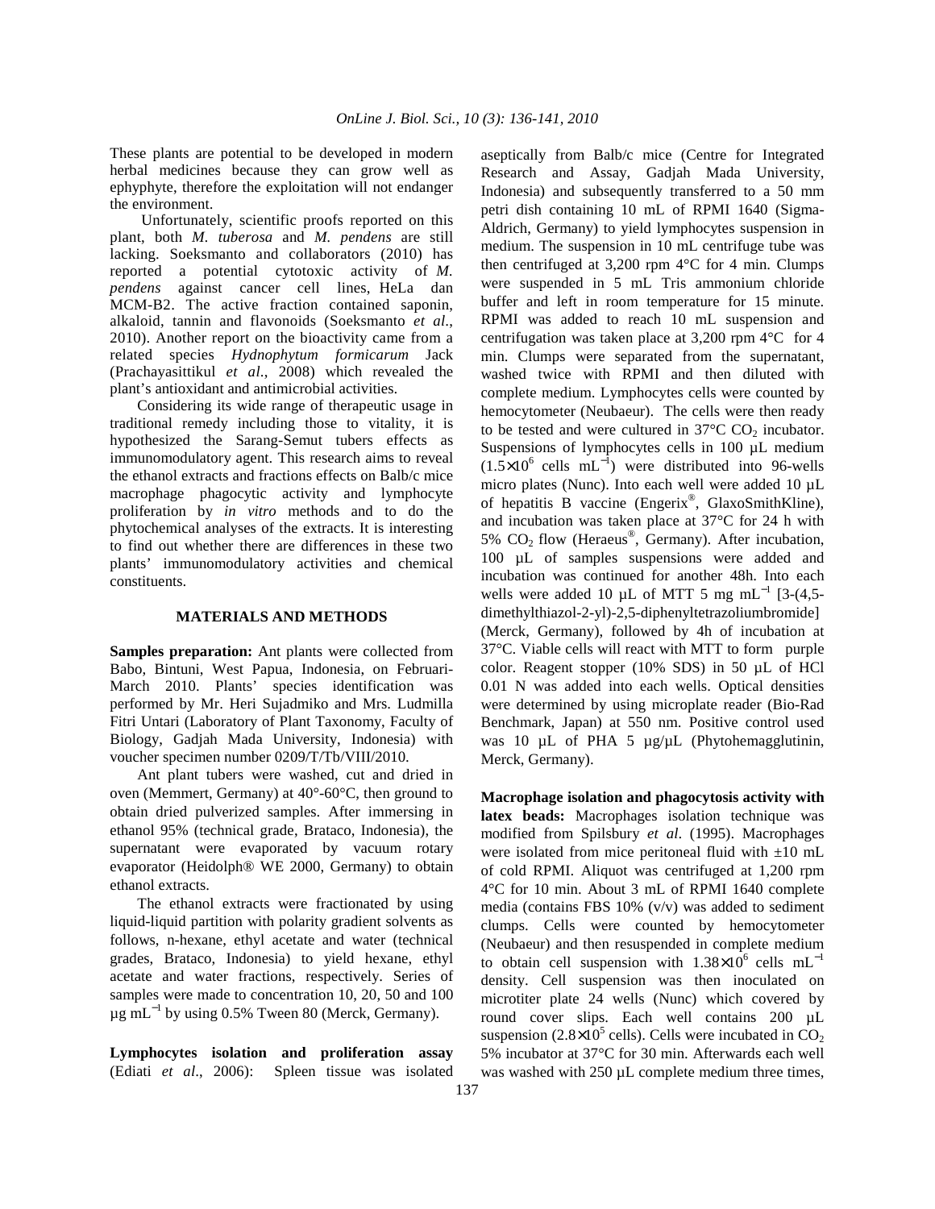These plants are potential to be developed in modern herbal medicines because they can grow well as ephyphyte, therefore the exploitation will not endanger the environment.

Unfortunately, scientific proofs reported on this plant, both *M. tuberosa* and *M. pendens* are still lacking. Soeksmanto and collaborators (2010) has reported a potential cytotoxic activity of *M. pendens* against cancer cell lines, HeLa dan MCM-B2. The active fraction contained saponin, alkaloid, tannin and flavonoids (Soeksmanto *et al*., 2010). Another report on the bioactivity came from a related species *Hydnophytum formicarum* Jack (Prachayasittikul *et al*., 2008) which revealed the plant's antioxidant and antimicrobial activities.

Considering its wide range of therapeutic usage in traditional remedy including those to vitality, it is hypothesized the Sarang-Semut tubers effects as immunomodulatory agent. This research aims to reveal the ethanol extracts and fractions effects on Balb/c mice macrophage phagocytic activity and lymphocyte proliferation by *in vitro* methods and to do the phytochemical analyses of the extracts. It is interesting to find out whether there are differences in these two plants' immunomodulatory activities and chemical constituents.

## MATERIALS AND METHODS

**Samples preparation:** Ant plants were collected from Babo, Bintuni, West Papua, Indonesia, on Februari-March 2010. Plants' species identification was performed by Mr. Heri Sujadmiko and Mrs. Ludmilla Fitri Untari (Laboratory of Plant Taxonomy, Faculty of Biology, Gadjah Mada University, Indonesia) with voucher specimen number 0209/T/Tb/VIII/2010.

Ant plant tubers were washed, cut and dried in oven (Memmert, Germany) at 40°-60°C, then ground to obtain dried pulverized samples. After immersing in ethanol 95% (technical grade, Brataco, Indonesia), the supernatant were evaporated by vacuum rotary evaporator (Heidolph® WE 2000, Germany) to obtain ethanol extracts.

The ethanol extracts were fractionated by using liquid-liquid partition with polarity gradient solvents as follows, n-hexane, ethyl acetate and water (technical grades, Brataco, Indonesia) to yield hexane, ethyl acetate and water fractions, respectively. Series of samples were made to concentration 10, 20, 50 and 100 $\mu g\ mL^{-1}$ by using 0.5% Tween 80 (Merck, Germany).

**Lymphocytes isolation and proliferation assay** (Ediati *et al*., 2006): Spleen tissue was isolated aseptically from Balb/c mice (Centre for Integrated Research and Assay, Gadjah Mada University, Indonesia) and subsequently transferred to a 50 mm petri dish containing 10 mL of RPMI 1640 (Sigma-Aldrich, Germany) to yield lymphocytes suspension in medium. The suspension in 10 mL centrifuge tube was then centrifuged at 3,200 rpm 4°C for 4 min. Clumps were suspended in 5 mL Tris ammonium chloride buffer and left in room temperature for 15 minute. RPMI was added to reach 10 mL suspension and centrifugation was taken place at 3,200 rpm 4°C for 4 min. Clumps were separated from the supernatant, washed twice with RPMI and then diluted with complete medium. Lymphocytes cells were counted by hemocytometer (Neubaeur). The cells were then ready to be tested and were cultured in 37°C $CO_2$ incubator. Suspensions of lymphocytes cells in 100 µL medium ($1.5\times10^6$ cells $mL^{-1}$) were distributed into 96-wells micro plates (Nunc). Into each well were added 10 µL of hepatitis B vaccine (Engerix®, GlaxoSmithKline), and incubation was taken place at 37°C for 24 h with 5% $CO_2$ flow (Heraeus®, Germany). After incubation, 100 µL of samples suspensions were added and incubation was continued for another 48h. Into each wells were added 10 µL of MTT 5 mg $mL^{-1}$ [3-(4,5-dimethylthiazol-2-yl)-2,5-diphenyltetrazoliumbromide] (Merck, Germany), followed by 4h of incubation at 37°C. Viable cells will react with MTT to form purple color. Reagent stopper (10% SDS) in 50 µL of HCl 0.01 N was added into each wells. Optical densities were determined by using microplate reader (Bio-Rad Benchmark, Japan) at 550 nm. Positive control used was 10 µL of PHA 5 µg/µL (Phytohemagglutinin, Merck, Germany).

**Macrophage isolation and phagocytosis activity with latex beads:** Macrophages isolation technique was modified from Spilsbury *et al*. (1995). Macrophages were isolated from mice peritoneal fluid with ±10 mL of cold RPMI. Aliquot was centrifuged at 1,200 rpm 4°C for 10 min. About 3 mL of RPMI 1640 complete media (contains FBS 10% (v/v) was added to sediment clumps. Cells were counted by hemocytometer (Neubaeur) and then resuspended in complete medium to obtain cell suspension with $1.38\times10^6$ cells $mL^{-1}$ density. Cell suspension was then inoculated on microtiter plate 24 wells (Nunc) which covered by round cover slips. Each well contains 200 µL suspension ($2.8\times10^5$ cells). Cells were incubated in $CO_2$ 5% incubator at 37°C for 30 min. Afterwards each well was washed with 250 µL complete medium three times,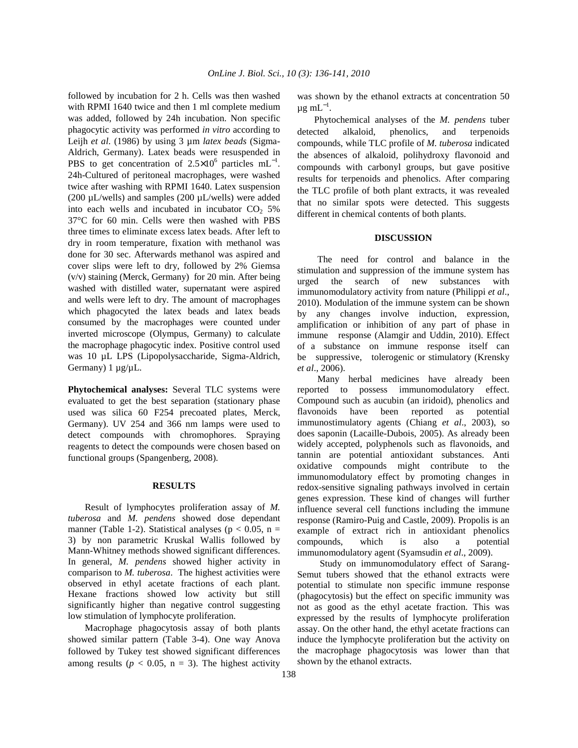followed by incubation for 2 h. Cells was then washed with RPMI 1640 twice and then 1 ml complete medium was added, followed by 24h incubation. Non specific phagocytic activity was performed *in vitro* according to Leijh *et al.* (1986) by using 3 µm *latex beads* (Sigma-Aldrich, Germany). Latex beads were resuspended in PBS to get concentration of $2.5\times10^6$ particles $mL^{-1}$. 24h-Cultured of peritoneal macrophages, were washed twice after washing with RPMI 1640. Latex suspension (200 µL/wells) and samples (200 µL/wells) were added into each wells and incubated in incubator $CO_2$ 5% 37°C for 60 min. Cells were then washed with PBS three times to eliminate excess latex beads. After left to dry in room temperature, fixation with methanol was done for 30 sec. Afterwards methanol was aspired and cover slips were left to dry, followed by 2% Giemsa (v/v) staining (Merck, Germany) for 20 min. After being washed with distilled water, supernatant were aspired and wells were left to dry. The amount of macrophages which phagocyted the latex beads and latex beads consumed by the macrophages were counted under inverted microscope (Olympus, Germany) to calculate the macrophage phagocytic index. Positive control used was 10 µL LPS (Lipopolysaccharide, Sigma-Aldrich, Germany) 1 µg/µL.

**Phytochemical analyses:** Several TLC systems were evaluated to get the best separation (stationary phase used was silica 60 F254 precoated plates, Merck, Germany). UV 254 and 366 nm lamps were used to detect compounds with chromophores. Spraying reagents to detect the compounds were chosen based on functional groups (Spangenberg, 2008).

## RESULTS

Result of lymphocytes proliferation assay of *M. tuberosa* and *M. pendens* showed dose dependant manner (Table 1-2). Statistical analyses ($p < 0.05$, $n = 3$) by non parametric Kruskal Wallis followed by Mann-Whitney methods showed significant differences. In general, *M. pendens* showed higher activity in comparison to *M. tuberosa*. The highest activities were observed in ethyl acetate fractions of each plant. Hexane fractions showed low activity but still significantly higher than negative control suggesting low stimulation of lymphocyte proliferation.

Macrophage phagocytosis assay of both plants showed similar pattern (Table 3-4). One way Anova followed by Tukey test showed significant differences among results ($p < 0.05$, $n = 3$). The highest activity was shown by the ethanol extracts at concentration 50 µg $mL^{-1}$.

Phytochemical analyses of the *M. pendens* tuber detected alkaloid, phenolics, and terpenoids compounds, while TLC profile of *M. tuberosa* indicated the absences of alkaloid, polihydroxy flavonoid and compounds with carbonyl groups, but gave positive results for terpenoids and phenolics. After comparing the TLC profile of both plant extracts, it was revealed that no similar spots were detected. This suggests different in chemical contents of both plants.

## DISCUSSION

The need for control and balance in the stimulation and suppression of the immune system has urged the search of new substances with immunomodulatory activity from nature (Philippi *et al*., 2010). Modulation of the immune system can be shown by any changes involve induction, expression, amplification or inhibition of any part of phase in immune response (Alamgir and Uddin, 2010). Effect of a substance on immune response itself can be suppressive, tolerogenic or stimulatory (Krensky *et al*., 2006).

Many herbal medicines have already been reported to possess immunomodulatory effect. Compound such as aucubin (an iridoid), phenolics and flavonoids have been reported as potential immunostimulatory agents (Chiang *et al*., 2003), so does saponin (Lacaille-Dubois, 2005). As already been widely accepted, polyphenols such as flavonoids, and tannin are potential antioxidant substances. Anti oxidative compounds might contribute to the immunomodulatory effect by promoting changes in redox-sensitive signaling pathways involved in certain genes expression. These kind of changes will further influence several cell functions including the immune response (Ramiro-Puig and Castle, 2009). Propolis is an example of extract rich in antioxidant phenolics compounds, which is also a potential immunomodulatory agent (Syamsudin *et al*., 2009).

Study on immunomodulatory effect of Sarang-Semut tubers showed that the ethanol extracts were potential to stimulate non specific immune response (phagocytosis) but the effect on specific immunity was not as good as the ethyl acetate fraction. This was expressed by the results of lymphocyte proliferation assay. On the other hand, the ethyl acetate fractions can induce the lymphocyte proliferation but the activity on the macrophage phagocytosis was lower than that shown by the ethanol extracts.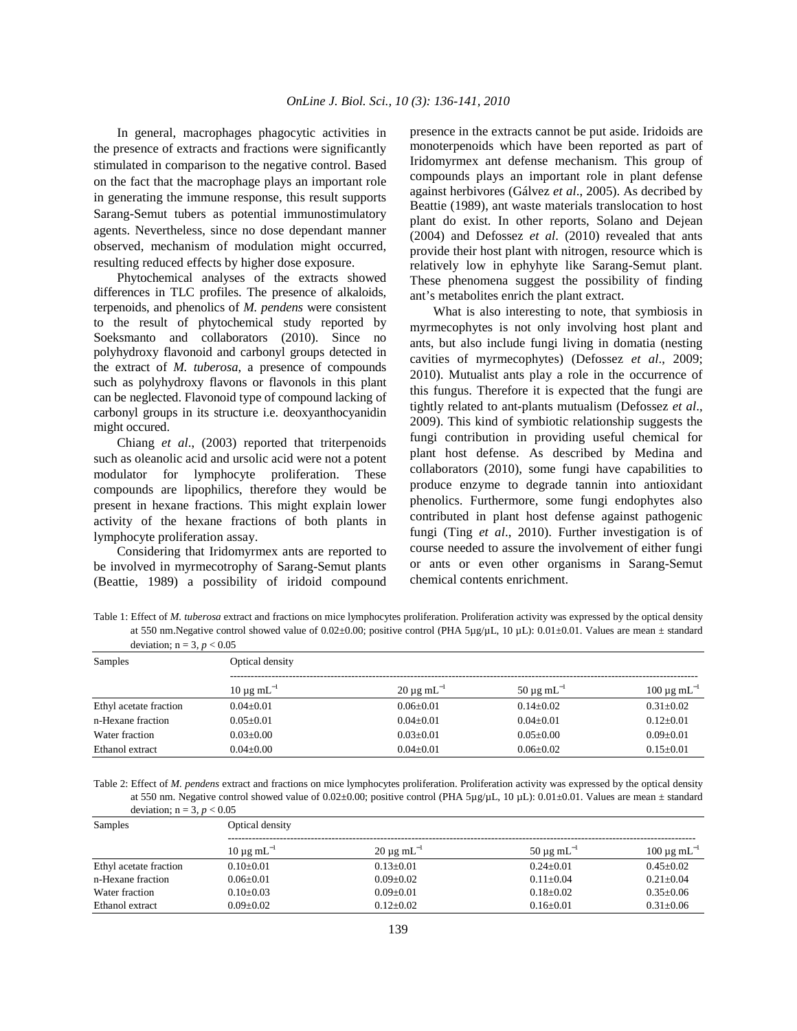In general, macrophages phagocytic activities in the presence of extracts and fractions were significantly stimulated in comparison to the negative control. Based on the fact that the macrophage plays an important role in generating the immune response, this result supports Sarang-Semut tubers as potential immunostimulatory agents. Nevertheless, since no dose dependant manner observed, mechanism of modulation might occurred, resulting reduced effects by higher dose exposure.

Phytochemical analyses of the extracts showed differences in TLC profiles. The presence of alkaloids, terpenoids, and phenolics of *M. pendens* were consistent to the result of phytochemical study reported by Soeksmanto and collaborators (2010). Since no polyhydroxy flavonoid and carbonyl groups detected in the extract of *M. tuberosa*, a presence of compounds such as polyhydroxy flavons or flavonols in this plant can be neglected. Flavonoid type of compound lacking of carbonyl groups in its structure i.e. deoxyanthocyanidin might occured.

Chiang *et al*., (2003) reported that triterpenoids such as oleanolic acid and ursolic acid were not a potent modulator for lymphocyte proliferation. These compounds are lipophilics, therefore they would be present in hexane fractions. This might explain lower activity of the hexane fractions of both plants in lymphocyte proliferation assay.

Considering that Iridomyrmex ants are reported to be involved in myrmecotrophy of Sarang-Semut plants (Beattie, 1989) a possibility of iridoid compound presence in the extracts cannot be put aside. Iridoids are monoterpenoids which have been reported as part of Iridomyrmex ant defense mechanism. This group of compounds plays an important role in plant defense against herbivores (Gálvez *et al*., 2005). As decribed by Beattie (1989), ant waste materials translocation to host plant do exist. In other reports, Solano and Dejean (2004) and Defossez *et al*. (2010) revealed that ants provide their host plant with nitrogen, resource which is relatively low in ephyhyte like Sarang-Semut plant. These phenomena suggest the possibility of finding ant's metabolites enrich the plant extract.

What is also interesting to note, that symbiosis in myrmecophytes is not only involving host plant and ants, but also include fungi living in domatia (nesting cavities of myrmecophytes) (Defossez *et al*., 2009; 2010). Mutualist ants play a role in the occurrence of this fungus. Therefore it is expected that the fungi are tightly related to ant-plants mutualism (Defossez *et al*., 2009). This kind of symbiotic relationship suggests the fungi contribution in providing useful chemical for plant host defense. As described by Medina and collaborators (2010), some fungi have capabilities to produce enzyme to degrade tannin into antioxidant phenolics. Furthermore, some fungi endophytes also contributed in plant host defense against pathogenic fungi (Ting *et al*., 2010). Further investigation is of course needed to assure the involvement of either fungi or ants or even other organisms in Sarang-Semut chemical contents enrichment.

Table 1: Effect of *M. tuberosa* extract and fractions on mice lymphocytes proliferation. Proliferation activity was expressed by the optical density at 550 nm.Negative control showed value of 0.02±0.00; positive control (PHA 5µg/µL, 10 µL): 0.01±0.01. Values are mean ± standard deviation; n = 3, $p < 0.05$

| Samples | Optical density | | | |
|---|---|---|---|---|
| | 10 µg mL$^{-1}$ | 20 µg mL$^{-1}$ | 50 µg mL$^{-1}$ | 100 µg mL$^{-1}$ |
| Ethyl acetate fraction | 0.04±0.01 | 0.06±0.01 | 0.14±0.02 | 0.31±0.02 |
| n-Hexane fraction | 0.05±0.01 | 0.04±0.01 | 0.04±0.01 | 0.12±0.01 |
| Water fraction | 0.03±0.00 | 0.03±0.01 | 0.05±0.00 | 0.09±0.01 |
| Ethanol extract | 0.04±0.00 | 0.04±0.01 | 0.06±0.02 | 0.15±0.01 |

Table 2: Effect of *M. pendens* extract and fractions on mice lymphocytes proliferation. Proliferation activity was expressed by the optical density at 550 nm. Negative control showed value of 0.02±0.00; positive control (PHA 5µg/µL, 10 µL): 0.01±0.01. Values are mean ± standard deviation; n = 3, $p < 0.05$

| Samples | Optical density | | | |
|---|---|---|---|---|
| | 10 µg mL$^{-1}$ | 20 µg mL$^{-1}$ | 50 µg mL$^{-1}$ | 100 µg mL$^{-1}$ |
| Ethyl acetate fraction | 0.10±0.01 | 0.13±0.01 | 0.24±0.01 | 0.45±0.02 |
| n-Hexane fraction | 0.06±0.01 | 0.09±0.02 | 0.11±0.04 | 0.21±0.04 |
| Water fraction | 0.10±0.03 | 0.09±0.01 | 0.18±0.02 | 0.35±0.06 |
| Ethanol extract | 0.09±0.02 | 0.12±0.02 | 0.16±0.01 | 0.31±0.06 |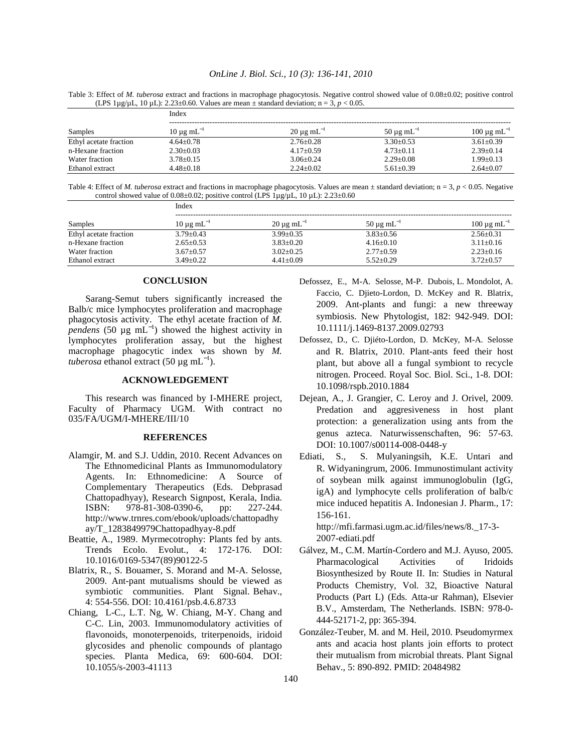Table 3: Effect of *M. tuberosa* extract and fractions in macrophage phagocytosis. Negative control showed value of 0.08±0.02; positive control (LPS 1µg/µL, 10 µL): 2.23±0.60. Values are mean ± standard deviation; n = 3, $p < 0.05$.

| | Index | | | |
|---|---|---|---|---|
| Samples | 10 µg mL$^{-1}$ | 20 µg mL$^{-1}$ | 50 µg mL$^{-1}$ | 100 µg mL$^{-1}$ |
| Ethyl acetate fraction | 4.64±0.78 | 2.76±0.28 | 3.30±0.53 | 3.61±0.39 |
| n-Hexane fraction | 2.30±0.03 | 4.17±0.59 | 4.73±0.11 | 2.39±0.14 |
| Water fraction | 3.78±0.15 | 3.06±0.24 | 2.29±0.08 | 1.99±0.13 |
| Ethanol extract | 4.48±0.18 | 2.24±0.02 | 5.61±0.39 | 2.64±0.07 |

Table 4: Effect of *M. tuberosa* extract and fractions in macrophage phagocytosis. Values are mean ± standard deviation; n = 3, $p < 0.05$. Negative control showed value of 0.08±0.02; positive control (LPS 1µg/µL, 10 µL): 2.23±0.60

| | Index | | | |
|---|---|---|---|---|
| Samples | 10 µg mL$^{-1}$ | 20 µg mL$^{-1}$ | 50 µg mL$^{-1}$ | 100 µg mL$^{-1}$ |
| Ethyl acetate fraction | 3.79±0.43 | 3.99±0.35 | 3.83±0.56 | 2.56±0.31 |
| n-Hexane fraction | 2.65±0.53 | 3.83±0.20 | 4.16±0.10 | 3.11±0.16 |
| Water fraction | 3.67±0.57 | 3.02±0.25 | 2.77±0.59 | 2.23±0.16 |
| Ethanol extract | 3.49±0.22 | 4.41±0.09 | 5.52±0.29 | 3.72±0.57 |

## CONCLUSION

Sarang-Semut tubers significantly increased the Balb/c mice lymphocytes proliferation and macrophage phagocytosis activity. The ethyl acetate fraction of *M. pendens* (50 µg mL$^{-1}$) showed the highest activity in lymphocytes proliferation assay, but the highest macrophage phagocytic index was shown by *M. tuberosa* ethanol extract (50 µg mL$^{-1}$).

## ACKNOWLEDGEMENT

This research was financed by I-MHERE project, Faculty of Pharmacy UGM. With contract no 035/FA/UGM/I-MHERE/III/10

## REFERENCES

Alamgir, M. and S.J. Uddin, 2010. Recent Advances on The Ethnomedicinal Plants as Immunomodulatory Agents. In: Ethnomedicine: A Source of Complementary Therapeutics (Eds. Debprasad Chattopadhyay), Research Signpost, Kerala, India. ISBN: 978-81-308-0390-6, pp: 227-244. http://www.trnres.com/ebook/uploads/chattopadhyay/T_1283849979Chattopadhyay-8.pdf

Beattie, A., 1989. Myrmecotrophy: Plants fed by ants. Trends Ecolo. Evolut., 4: 172-176. DOI: 10.1016/0169-5347(89)90122-5

Blatrix, R., S. Bouamer, S. Morand and M-A. Selosse, 2009. Ant-pant mutualisms should be viewed as symbiotic communities. Plant Signal. Behav., 4: 554-556. DOI: 10.4161/psb.4.6.8733

Chiang, L-C., L.T. Ng, W. Chiang, M-Y. Chang and C-C. Lin, 2003. Immunomodulatory activities of flavonoids, monoterpenoids, triterpenoids, iridoid glycosides and phenolic compounds of plantago species. Planta Medica, 69: 600-604. DOI: 10.1055/s-2003-41113

Defossez, E., M-A. Selosse, M-P. Dubois, L. Mondolot, A. Faccio, C. Djieto-Lordon, D. McKey and R. Blatrix, 2009. Ant-plants and fungi: a new threeway symbiosis. New Phytologist, 182: 942-949. DOI: 10.1111/j.1469-8137.2009.02793

Defossez, D., C. Djiéto-Lordon, D. McKey, M-A. Selosse and R. Blatrix, 2010. Plant-ants feed their host plant, but above all a fungal symbiont to recycle nitrogen. Proceed. Royal Soc. Biol. Sci., 1-8. DOI: 10.1098/rspb.2010.1884

Dejean, A., J. Grangier, C. Leroy and J. Orivel, 2009. Predation and aggresiveness in host plant protection: a generalization using ants from the genus azteca. Naturwissenschaften, 96: 57-63. DOI: 10.1007/s00114-008-0448-y

Ediati, S., S. Mulyaningsih, K.E. Untari and R. Widyaningrum, 2006. Immunostimulant activity of soybean milk against immunoglobulin (IgG, igA) and lymphocyte cells proliferation of balb/c mice induced hepatitis A. Indonesian J. Pharm., 17: 156-161. http://mfi.farmasi.ugm.ac.id/files/news/8._17-3-2007-ediati.pdf

Gálvez, M., C.M. Martín-Cordero and M.J. Ayuso, 2005. Pharmacological Activities of Iridoids Biosynthesized by Route II. In: Studies in Natural Products Chemistry, Vol. 32, Bioactive Natural Products (Part L) (Eds. Atta-ur Rahman), Elsevier B.V., Amsterdam, The Netherlands. ISBN: 978-0-444-52171-2, pp: 365-394.

González-Teuber, M. and M. Heil, 2010. Pseudomyrmex ants and acacia host plants join efforts to protect their mutualism from microbial threats. Plant Signal Behav., 5: 890-892. PMID: 20484982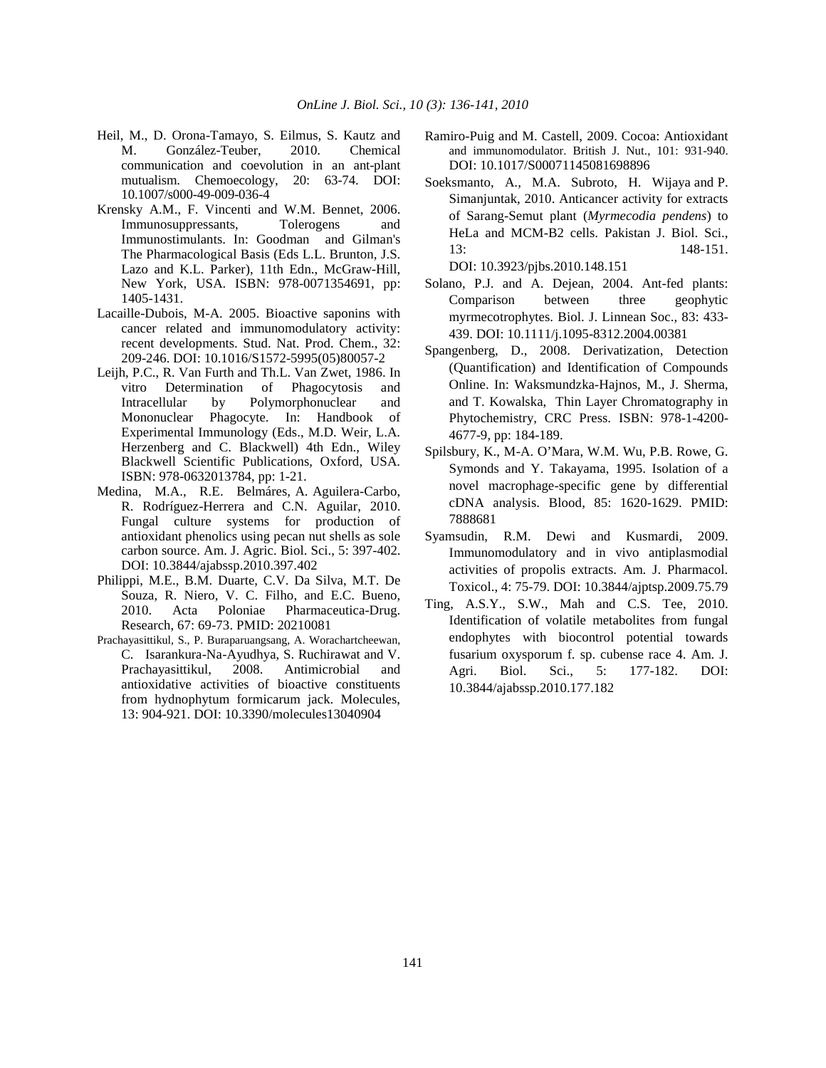Heil, M., D. Orona-Tamayo, S. Eilmus, S. Kautz and M. González-Teuber, 2010. Chemical communication and coevolution in an ant-plant mutualism. Chemoecology, 20: 63-74. DOI: 10.1007/s000-49-009-036-4

Krensky A.M., F. Vincenti and W.M. Bennet, 2006. Immunosuppressants, Tolerogens and Immunostimulants. In: Goodman and Gilman's The Pharmacological Basis (Eds L.L. Brunton, J.S. Lazo and K.L. Parker), 11th Edn., McGraw-Hill, New York, USA. ISBN: 978-0071354691, pp: 1405-1431.

Lacaille-Dubois, M-A. 2005. Bioactive saponins with cancer related and immunomodulatory activity: recent developments. Stud. Nat. Prod. Chem., 32: 209-246. DOI: 10.1016/S1572-5995(05)80057-2

Leijh, P.C., R. Van Furth and Th.L. Van Zwet, 1986. In vitro Determination of Phagocytosis and Intracellular by Polymorphonuclear and Mononuclear Phagocyte. In: Handbook of Experimental Immunology (Eds., M.D. Weir, L.A. Herzenberg and C. Blackwell) 4th Edn., Wiley Blackwell Scientific Publications, Oxford, USA. ISBN: 978-0632013784, pp: 1-21.

Medina, M.A., R.E. Belmáres, A. Aguilera-Carbo, R. Rodríguez-Herrera and C.N. Aguilar, 2010. Fungal culture systems for production of antioxidant phenolics using pecan nut shells as sole carbon source. Am. J. Agric. Biol. Sci., 5: 397-402. DOI: 10.3844/ajabssp.2010.397.402

Philippi, M.E., B.M. Duarte, C.V. Da Silva, M.T. De Souza, R. Niero, V. C. Filho, and E.C. Bueno, 2010. Acta Poloniae Pharmaceutica-Drug. Research, 67: 69-73. PMID: 20210081

Prachayasittikul, S., P. Buraparuangsang, A. Worachartcheewan, C. Isarankura-Na-Ayudhya, S. Ruchirawat and V. Prachayasittikul, 2008. Antimicrobial and antioxidative activities of bioactive constituents from hydnophytum formicarum jack. Molecules, 13: 904-921. DOI: 10.3390/molecules13040904

Ramiro-Puig and M. Castell, 2009. Cocoa: Antioxidant and immunomodulator. British J. Nut., 101: 931-940. DOI: 10.1017/S00071145081698896

Soeksmanto, A., M.A. Subroto, H. Wijaya and P. Simanjuntak, 2010. Anticancer activity for extracts of Sarang-Semut plant (*Myrmecodia pendens*) to HeLa and MCM-B2 cells. Pakistan J. Biol. Sci., 13: 148-151. DOI: 10.3923/pjbs.2010.148.151

Solano, P.J. and A. Dejean, 2004. Ant-fed plants: Comparison between three geophytic myrmecotrophytes. Biol. J. Linnean Soc., 83: 433-439. DOI: 10.1111/j.1095-8312.2004.00381

Spangenberg, D., 2008. Derivatization, Detection (Quantification) and Identification of Compounds Online. In: Waksmundzka-Hajnos, M., J. Sherma, and T. Kowalska, Thin Layer Chromatography in Phytochemistry, CRC Press. ISBN: 978-1-4200-4677-9, pp: 184-189.

Spilsbury, K., M-A. O'Mara, W.M. Wu, P.B. Rowe, G. Symonds and Y. Takayama, 1995. Isolation of a novel macrophage-specific gene by differential cDNA analysis. Blood, 85: 1620-1629. PMID: 7888681

Syamsudin, R.M. Dewi and Kusmardi, 2009. Immunomodulatory and in vivo antiplasmodial activities of propolis extracts. Am. J. Pharmacol. Toxicol., 4: 75-79. DOI: 10.3844/ajptsp.2009.75.79

Ting, A.S.Y., S.W., Mah and C.S. Tee, 2010. Identification of volatile metabolites from fungal endophytes with biocontrol potential towards fusarium oxysporum f. sp. cubense race 4. Am. J. Agri. Biol. Sci., 5: 177-182. DOI: 10.3844/ajabssp.2010.177.182